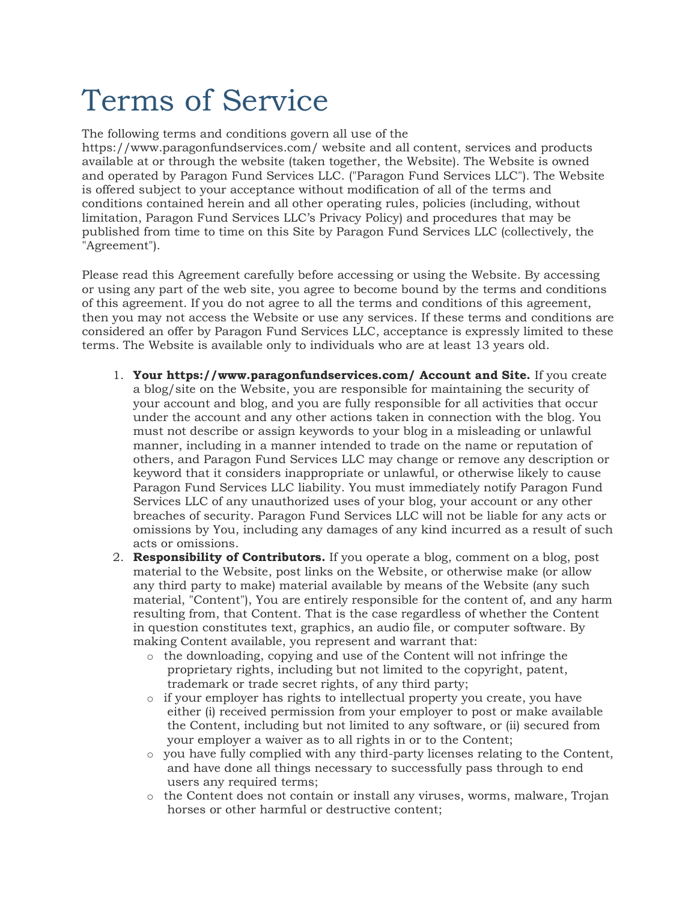# Terms of Service

The following terms and conditions govern all use of the https://www.paragonfundservices.com/ website and all content, services and products available at or through the website (taken together, the Website). The Website is owned and operated by Paragon Fund Services LLC. ("Paragon Fund Services LLC"). The Website is offered subject to your acceptance without modification of all of the terms and conditions contained herein and all other operating rules, policies (including, without limitation, Paragon Fund Services LLC's Privacy Policy) and procedures that may be published from time to time on this Site by Paragon Fund Services LLC (collectively, the "Agreement").

Please read this Agreement carefully before accessing or using the Website. By accessing or using any part of the web site, you agree to become bound by the terms and conditions of this agreement. If you do not agree to all the terms and conditions of this agreement, then you may not access the Website or use any services. If these terms and conditions are considered an offer by Paragon Fund Services LLC, acceptance is expressly limited to these terms. The Website is available only to individuals who are at least 13 years old.

1. **Your https://www.paragonfundservices.com/ Account and Site.** If you create a blog/site on the Website, you are responsible for maintaining the security of your account and blog, and you are fully responsible for all activities that occur under the account and any other actions taken in connection with the blog. You must not describe or assign keywords to your blog in a misleading or unlawful manner, including in a manner intended to trade on the name or reputation of others, and Paragon Fund Services LLC may change or remove any description or keyword that it considers inappropriate or unlawful, or otherwise likely to cause Paragon Fund Services LLC liability. You must immediately notify Paragon Fund Services LLC of any unauthorized uses of your blog, your account or any other breaches of security. Paragon Fund Services LLC will not be liable for any acts or omissions by You, including any damages of any kind incurred as a result of such acts or omissions.
2. **Responsibility of Contributors.** If you operate a blog, comment on a blog, post material to the Website, post links on the Website, or otherwise make (or allow any third party to make) material available by means of the Website (any such material, "Content"), You are entirely responsible for the content of, and any harm resulting from, that Content. That is the case regardless of whether the Content in question constitutes text, graphics, an audio file, or computer software. By making Content available, you represent and warrant that:
   - the downloading, copying and use of the Content will not infringe the proprietary rights, including but not limited to the copyright, patent, trademark or trade secret rights, of any third party;
   - if your employer has rights to intellectual property you create, you have either (i) received permission from your employer to post or make available the Content, including but not limited to any software, or (ii) secured from your employer a waiver as to all rights in or to the Content;
   - you have fully complied with any third-party licenses relating to the Content, and have done all things necessary to successfully pass through to end users any required terms;
   - the Content does not contain or install any viruses, worms, malware, Trojan horses or other harmful or destructive content;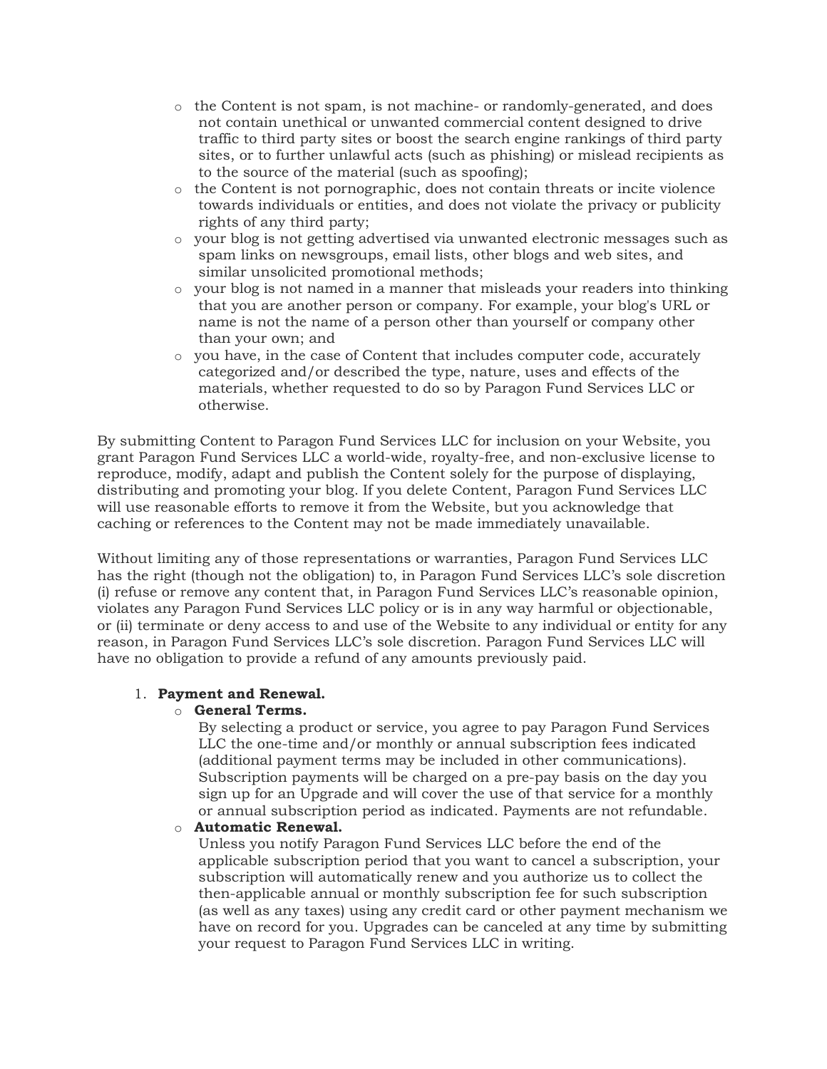- the Content is not spam, is not machine- or randomly-generated, and does not contain unethical or unwanted commercial content designed to drive traffic to third party sites or boost the search engine rankings of third party sites, or to further unlawful acts (such as phishing) or mislead recipients as to the source of the material (such as spoofing);
- the Content is not pornographic, does not contain threats or incite violence towards individuals or entities, and does not violate the privacy or publicity rights of any third party;
- your blog is not getting advertised via unwanted electronic messages such as spam links on newsgroups, email lists, other blogs and web sites, and similar unsolicited promotional methods;
- your blog is not named in a manner that misleads your readers into thinking that you are another person or company. For example, your blog's URL or name is not the name of a person other than yourself or company other than your own; and
- you have, in the case of Content that includes computer code, accurately categorized and/or described the type, nature, uses and effects of the materials, whether requested to do so by Paragon Fund Services LLC or otherwise.

By submitting Content to Paragon Fund Services LLC for inclusion on your Website, you grant Paragon Fund Services LLC a world-wide, royalty-free, and non-exclusive license to reproduce, modify, adapt and publish the Content solely for the purpose of displaying, distributing and promoting your blog. If you delete Content, Paragon Fund Services LLC will use reasonable efforts to remove it from the Website, but you acknowledge that caching or references to the Content may not be made immediately unavailable.

Without limiting any of those representations or warranties, Paragon Fund Services LLC has the right (though not the obligation) to, in Paragon Fund Services LLC's sole discretion (i) refuse or remove any content that, in Paragon Fund Services LLC's reasonable opinion, violates any Paragon Fund Services LLC policy or is in any way harmful or objectionable, or (ii) terminate or deny access to and use of the Website to any individual or entity for any reason, in Paragon Fund Services LLC's sole discretion. Paragon Fund Services LLC will have no obligation to provide a refund of any amounts previously paid.

1. **Payment and Renewal.**
   - **General Terms.**
     By selecting a product or service, you agree to pay Paragon Fund Services LLC the one-time and/or monthly or annual subscription fees indicated (additional payment terms may be included in other communications). Subscription payments will be charged on a pre-pay basis on the day you sign up for an Upgrade and will cover the use of that service for a monthly or annual subscription period as indicated. Payments are not refundable.
   - **Automatic Renewal.**
     Unless you notify Paragon Fund Services LLC before the end of the applicable subscription period that you want to cancel a subscription, your subscription will automatically renew and you authorize us to collect the then-applicable annual or monthly subscription fee for such subscription (as well as any taxes) using any credit card or other payment mechanism we have on record for you. Upgrades can be canceled at any time by submitting your request to Paragon Fund Services LLC in writing.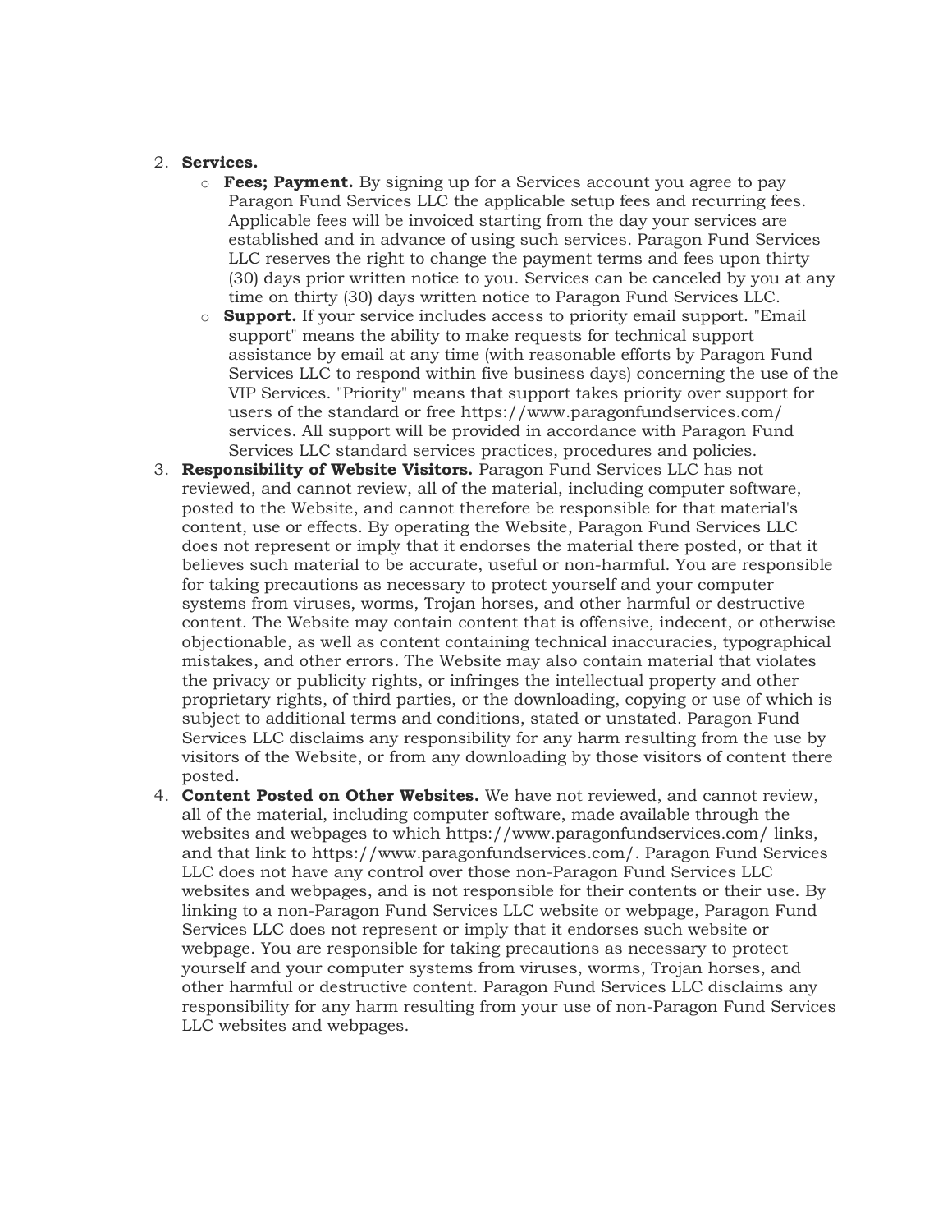2. **Services.**
    - **Fees; Payment.** By signing up for a Services account you agree to pay Paragon Fund Services LLC the applicable setup fees and recurring fees. Applicable fees will be invoiced starting from the day your services are established and in advance of using such services. Paragon Fund Services LLC reserves the right to change the payment terms and fees upon thirty (30) days prior written notice to you. Services can be canceled by you at any time on thirty (30) days written notice to Paragon Fund Services LLC.
    - **Support.** If your service includes access to priority email support. "Email support" means the ability to make requests for technical support assistance by email at any time (with reasonable efforts by Paragon Fund Services LLC to respond within five business days) concerning the use of the VIP Services. "Priority" means that support takes priority over support for users of the standard or free https://www.paragonfundservices.com/ services. All support will be provided in accordance with Paragon Fund Services LLC standard services practices, procedures and policies.
3. **Responsibility of Website Visitors.** Paragon Fund Services LLC has not reviewed, and cannot review, all of the material, including computer software, posted to the Website, and cannot therefore be responsible for that material's content, use or effects. By operating the Website, Paragon Fund Services LLC does not represent or imply that it endorses the material there posted, or that it believes such material to be accurate, useful or non-harmful. You are responsible for taking precautions as necessary to protect yourself and your computer systems from viruses, worms, Trojan horses, and other harmful or destructive content. The Website may contain content that is offensive, indecent, or otherwise objectionable, as well as content containing technical inaccuracies, typographical mistakes, and other errors. The Website may also contain material that violates the privacy or publicity rights, or infringes the intellectual property and other proprietary rights, of third parties, or the downloading, copying or use of which is subject to additional terms and conditions, stated or unstated. Paragon Fund Services LLC disclaims any responsibility for any harm resulting from the use by visitors of the Website, or from any downloading by those visitors of content there posted.
4. **Content Posted on Other Websites.** We have not reviewed, and cannot review, all of the material, including computer software, made available through the websites and webpages to which https://www.paragonfundservices.com/ links, and that link to https://www.paragonfundservices.com/. Paragon Fund Services LLC does not have any control over those non-Paragon Fund Services LLC websites and webpages, and is not responsible for their contents or their use. By linking to a non-Paragon Fund Services LLC website or webpage, Paragon Fund Services LLC does not represent or imply that it endorses such website or webpage. You are responsible for taking precautions as necessary to protect yourself and your computer systems from viruses, worms, Trojan horses, and other harmful or destructive content. Paragon Fund Services LLC disclaims any responsibility for any harm resulting from your use of non-Paragon Fund Services LLC websites and webpages.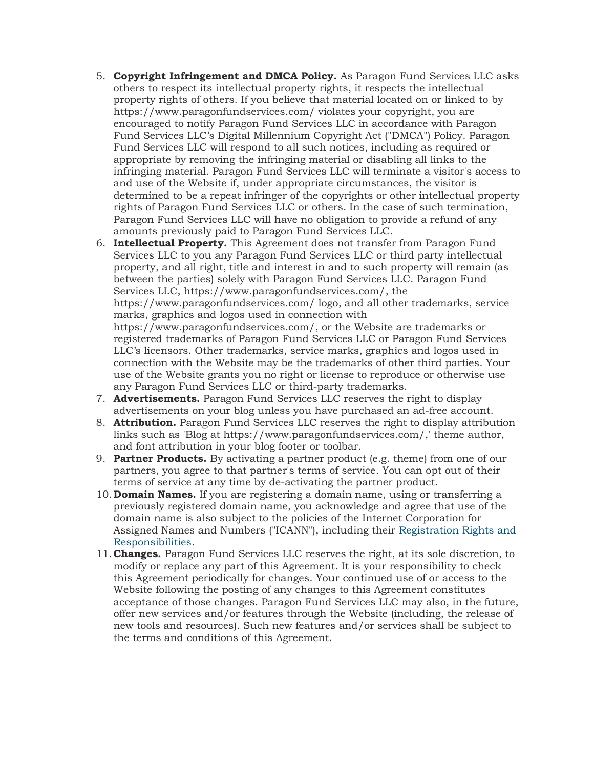5. **Copyright Infringement and DMCA Policy.** As Paragon Fund Services LLC asks others to respect its intellectual property rights, it respects the intellectual property rights of others. If you believe that material located on or linked to by https://www.paragonfundservices.com/ violates your copyright, you are encouraged to notify Paragon Fund Services LLC in accordance with Paragon Fund Services LLC's Digital Millennium Copyright Act ("DMCA") Policy. Paragon Fund Services LLC will respond to all such notices, including as required or appropriate by removing the infringing material or disabling all links to the infringing material. Paragon Fund Services LLC will terminate a visitor's access to and use of the Website if, under appropriate circumstances, the visitor is determined to be a repeat infringer of the copyrights or other intellectual property rights of Paragon Fund Services LLC or others. In the case of such termination, Paragon Fund Services LLC will have no obligation to provide a refund of any amounts previously paid to Paragon Fund Services LLC.
6. **Intellectual Property.** This Agreement does not transfer from Paragon Fund Services LLC to you any Paragon Fund Services LLC or third party intellectual property, and all right, title and interest in and to such property will remain (as between the parties) solely with Paragon Fund Services LLC. Paragon Fund Services LLC, https://www.paragonfundservices.com/, the https://www.paragonfundservices.com/ logo, and all other trademarks, service marks, graphics and logos used in connection with https://www.paragonfundservices.com/, or the Website are trademarks or registered trademarks of Paragon Fund Services LLC or Paragon Fund Services LLC's licensors. Other trademarks, service marks, graphics and logos used in connection with the Website may be the trademarks of other third parties. Your use of the Website grants you no right or license to reproduce or otherwise use any Paragon Fund Services LLC or third-party trademarks.
7. **Advertisements.** Paragon Fund Services LLC reserves the right to display advertisements on your blog unless you have purchased an ad-free account.
8. **Attribution.** Paragon Fund Services LLC reserves the right to display attribution links such as 'Blog at https://www.paragonfundservices.com/,' theme author, and font attribution in your blog footer or toolbar.
9. **Partner Products.** By activating a partner product (e.g. theme) from one of our partners, you agree to that partner's terms of service. You can opt out of their terms of service at any time by de-activating the partner product.
10. **Domain Names.** If you are registering a domain name, using or transferring a previously registered domain name, you acknowledge and agree that use of the domain name is also subject to the policies of the Internet Corporation for Assigned Names and Numbers ("ICANN"), including their Registration Rights and Responsibilities.
11. **Changes.** Paragon Fund Services LLC reserves the right, at its sole discretion, to modify or replace any part of this Agreement. It is your responsibility to check this Agreement periodically for changes. Your continued use of or access to the Website following the posting of any changes to this Agreement constitutes acceptance of those changes. Paragon Fund Services LLC may also, in the future, offer new services and/or features through the Website (including, the release of new tools and resources). Such new features and/or services shall be subject to the terms and conditions of this Agreement.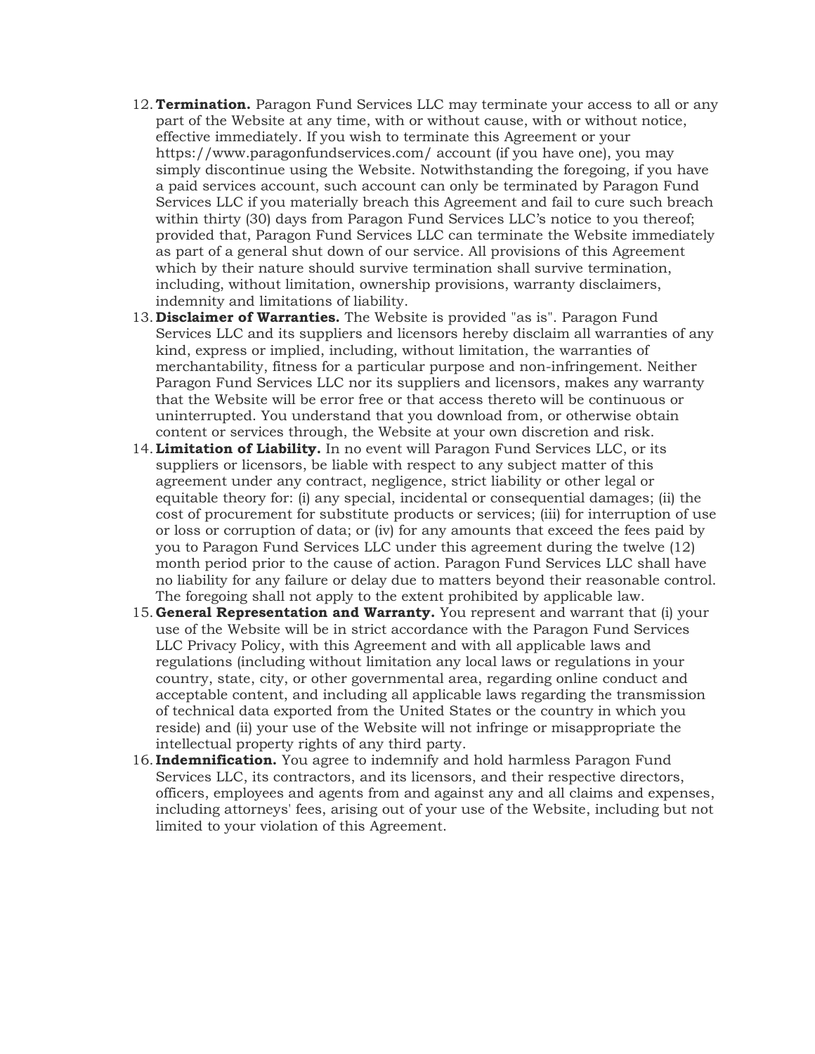12. **Termination.** Paragon Fund Services LLC may terminate your access to all or any part of the Website at any time, with or without cause, with or without notice, effective immediately. If you wish to terminate this Agreement or your https://www.paragonfundservices.com/ account (if you have one), you may simply discontinue using the Website. Notwithstanding the foregoing, if you have a paid services account, such account can only be terminated by Paragon Fund Services LLC if you materially breach this Agreement and fail to cure such breach within thirty (30) days from Paragon Fund Services LLC's notice to you thereof; provided that, Paragon Fund Services LLC can terminate the Website immediately as part of a general shut down of our service. All provisions of this Agreement which by their nature should survive termination shall survive termination, including, without limitation, ownership provisions, warranty disclaimers, indemnity and limitations of liability.
13. **Disclaimer of Warranties.** The Website is provided "as is". Paragon Fund Services LLC and its suppliers and licensors hereby disclaim all warranties of any kind, express or implied, including, without limitation, the warranties of merchantability, fitness for a particular purpose and non-infringement. Neither Paragon Fund Services LLC nor its suppliers and licensors, makes any warranty that the Website will be error free or that access thereto will be continuous or uninterrupted. You understand that you download from, or otherwise obtain content or services through, the Website at your own discretion and risk.
14. **Limitation of Liability.** In no event will Paragon Fund Services LLC, or its suppliers or licensors, be liable with respect to any subject matter of this agreement under any contract, negligence, strict liability or other legal or equitable theory for: (i) any special, incidental or consequential damages; (ii) the cost of procurement for substitute products or services; (iii) for interruption of use or loss or corruption of data; or (iv) for any amounts that exceed the fees paid by you to Paragon Fund Services LLC under this agreement during the twelve (12) month period prior to the cause of action. Paragon Fund Services LLC shall have no liability for any failure or delay due to matters beyond their reasonable control. The foregoing shall not apply to the extent prohibited by applicable law.
15. **General Representation and Warranty.** You represent and warrant that (i) your use of the Website will be in strict accordance with the Paragon Fund Services LLC Privacy Policy, with this Agreement and with all applicable laws and regulations (including without limitation any local laws or regulations in your country, state, city, or other governmental area, regarding online conduct and acceptable content, and including all applicable laws regarding the transmission of technical data exported from the United States or the country in which you reside) and (ii) your use of the Website will not infringe or misappropriate the intellectual property rights of any third party.
16. **Indemnification.** You agree to indemnify and hold harmless Paragon Fund Services LLC, its contractors, and its licensors, and their respective directors, officers, employees and agents from and against any and all claims and expenses, including attorneys' fees, arising out of your use of the Website, including but not limited to your violation of this Agreement.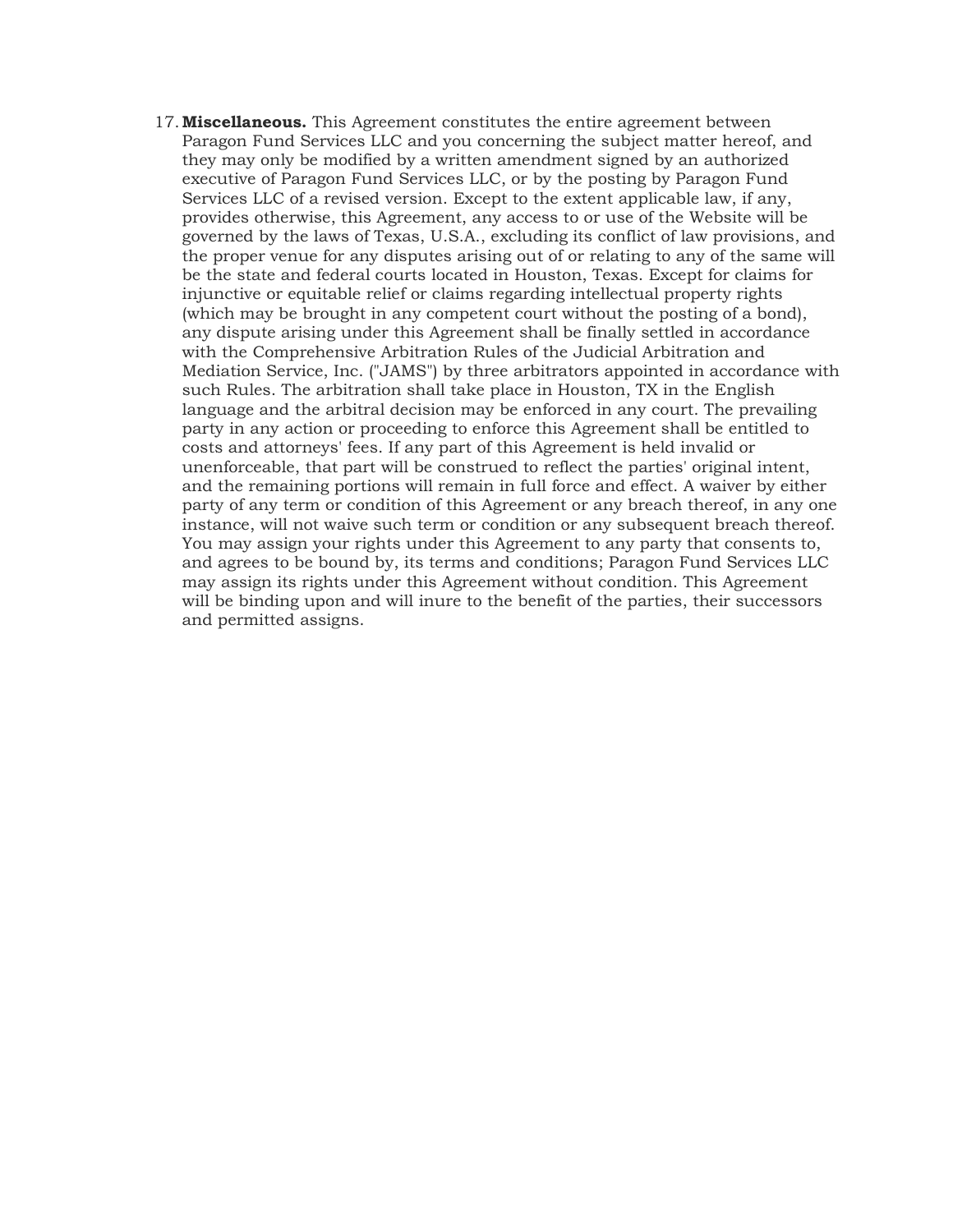17. **Miscellaneous.** This Agreement constitutes the entire agreement between Paragon Fund Services LLC and you concerning the subject matter hereof, and they may only be modified by a written amendment signed by an authorized executive of Paragon Fund Services LLC, or by the posting by Paragon Fund Services LLC of a revised version. Except to the extent applicable law, if any, provides otherwise, this Agreement, any access to or use of the Website will be governed by the laws of Texas, U.S.A., excluding its conflict of law provisions, and the proper venue for any disputes arising out of or relating to any of the same will be the state and federal courts located in Houston, Texas. Except for claims for injunctive or equitable relief or claims regarding intellectual property rights (which may be brought in any competent court without the posting of a bond), any dispute arising under this Agreement shall be finally settled in accordance with the Comprehensive Arbitration Rules of the Judicial Arbitration and Mediation Service, Inc. ("JAMS") by three arbitrators appointed in accordance with such Rules. The arbitration shall take place in Houston, TX in the English language and the arbitral decision may be enforced in any court. The prevailing party in any action or proceeding to enforce this Agreement shall be entitled to costs and attorneys' fees. If any part of this Agreement is held invalid or unenforceable, that part will be construed to reflect the parties' original intent, and the remaining portions will remain in full force and effect. A waiver by either party of any term or condition of this Agreement or any breach thereof, in any one instance, will not waive such term or condition or any subsequent breach thereof. You may assign your rights under this Agreement to any party that consents to, and agrees to be bound by, its terms and conditions; Paragon Fund Services LLC may assign its rights under this Agreement without condition. This Agreement will be binding upon and will inure to the benefit of the parties, their successors and permitted assigns.